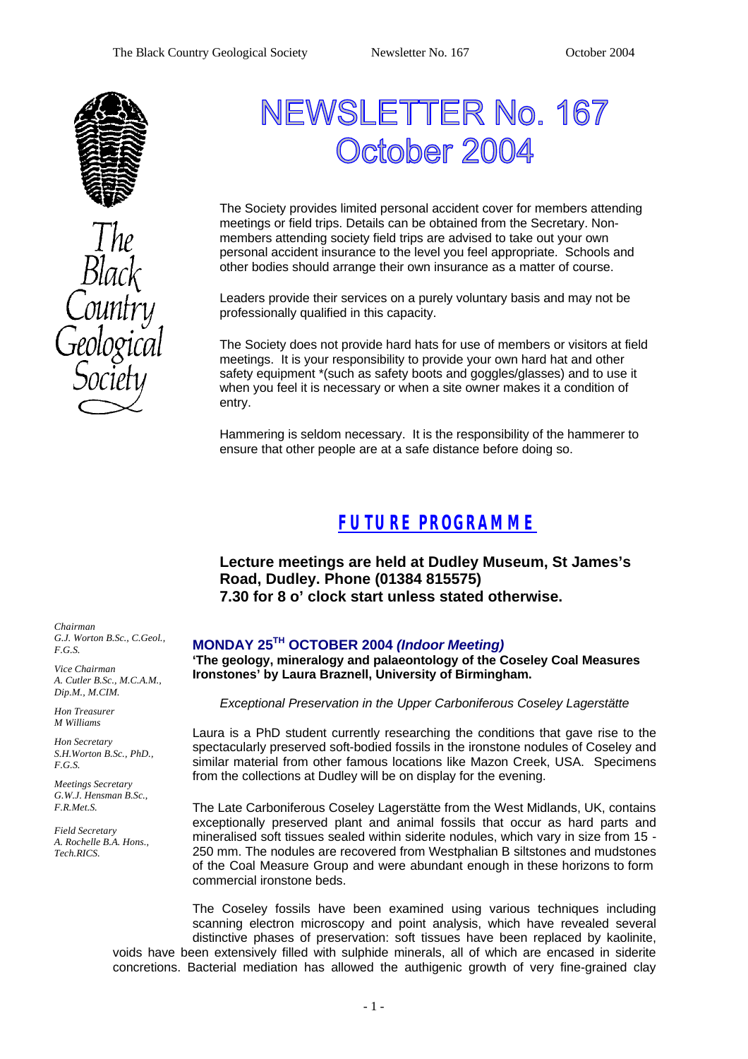# NEWSLETTER No. 167
# October 2004

The Society provides limited personal accident cover for members attending meetings or field trips. Details can be obtained from the Secretary. Non-members attending society field trips are advised to take out your own personal accident insurance to the level you feel appropriate. Schools and other bodies should arrange their own insurance as a matter of course.

Leaders provide their services on a purely voluntary basis and may not be professionally qualified in this capacity.

The Society does not provide hard hats for use of members or visitors at field meetings. It is your responsibility to provide your own hard hat and other safety equipment *(such as safety boots and goggles/glasses) and to use it when you feel it is necessary or when a site owner makes it a condition of entry.

Hammering is seldom necessary. It is the responsibility of the hammerer to ensure that other people are at a safe distance before doing so.

*Chairman*
*G.J. Worton B.Sc., C.Geol., F.G.S.*

*Vice Chairman*
*A. Cutler B.Sc., M.C.A.M., Dip.M., M.CIM.*

*Hon Treasurer*
*M Williams*

*Hon Secretary*
*S.H.Worton B.Sc., PhD., F.G.S.*

*Meetings Secretary*
*G.W.J. Hensman B.Sc., F.R.Met.S.*

*Field Secretary*
*A. Rochelle B.A. Hons., Tech.RICS.*

## FUTURE PROGRAMME

**Lecture meetings are held at Dudley Museum, St James's Road, Dudley. Phone (01384 815575)**
**7.30 for 8 o' clock start unless stated otherwise.**

### MONDAY 25TH OCTOBER 2004 *(Indoor Meeting)*

**'The geology, mineralogy and palaeontology of the Coseley Coal Measures Ironstones' by Laura Braznell, University of Birmingham.**

*Exceptional Preservation in the Upper Carboniferous Coseley Lagerstätte*

Laura is a PhD student currently researching the conditions that gave rise to the spectacularly preserved soft-bodied fossils in the ironstone nodules of Coseley and similar material from other famous locations like Mazon Creek, USA. Specimens from the collections at Dudley will be on display for the evening.

The Late Carboniferous Coseley Lagerstätte from the West Midlands, UK, contains exceptionally preserved plant and animal fossils that occur as hard parts and mineralised soft tissues sealed within siderite nodules, which vary in size from 15 - 250 mm. The nodules are recovered from Westphalian B siltstones and mudstones of the Coal Measure Group and were abundant enough in these horizons to form commercial ironstone beds.

The Coseley fossils have been examined using various techniques including scanning electron microscopy and point analysis, which have revealed several distinctive phases of preservation: soft tissues have been replaced by kaolinite, voids have been extensively filled with sulphide minerals, all of which are encased in siderite concretions. Bacterial mediation has allowed the authigenic growth of very fine-grained clay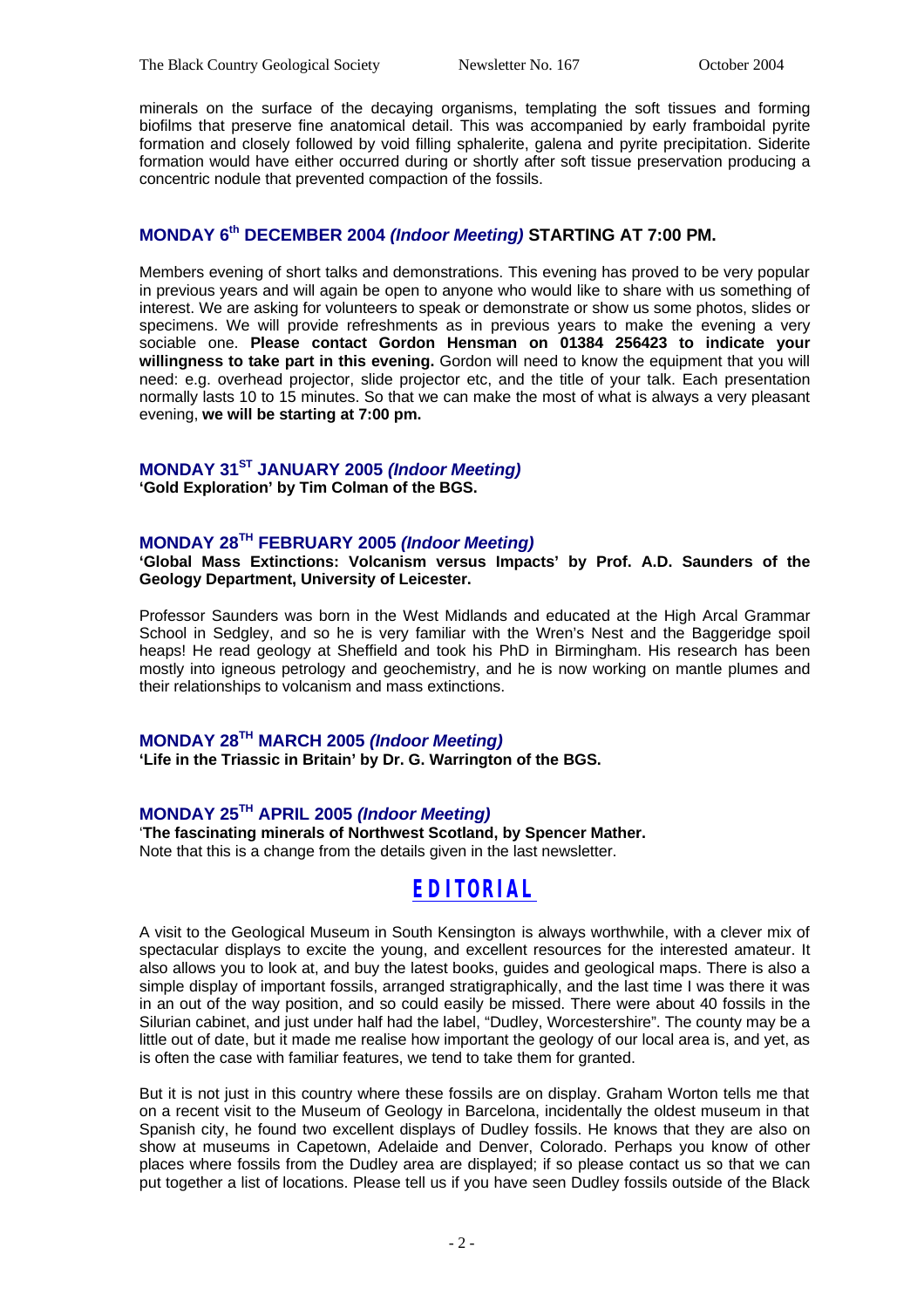minerals on the surface of the decaying organisms, templating the soft tissues and forming biofilms that preserve fine anatomical detail. This was accompanied by early framboidal pyrite formation and closely followed by void filling sphalerite, galena and pyrite precipitation. Siderite formation would have either occurred during or shortly after soft tissue preservation producing a concentric nodule that prevented compaction of the fossils.

### MONDAY 6th DECEMBER 2004 *(Indoor Meeting)* STARTING AT 7:00 PM.

Members evening of short talks and demonstrations. This evening has proved to be very popular in previous years and will again be open to anyone who would like to share with us something of interest. We are asking for volunteers to speak or demonstrate or show us some photos, slides or specimens. We will provide refreshments as in previous years to make the evening a very sociable one. **Please contact Gordon Hensman on 01384 256423 to indicate your willingness to take part in this evening.** Gordon will need to know the equipment that you will need: e.g. overhead projector, slide projector etc, and the title of your talk. Each presentation normally lasts 10 to 15 minutes. So that we can make the most of what is always a very pleasant evening, **we will be starting at 7:00 pm.**

### MONDAY 31ST JANUARY 2005 *(Indoor Meeting)*

**'Gold Exploration' by Tim Colman of the BGS.**

### MONDAY 28TH FEBRUARY 2005 *(Indoor Meeting)*

**'Global Mass Extinctions: Volcanism versus Impacts' by Prof. A.D. Saunders of the Geology Department, University of Leicester.**

Professor Saunders was born in the West Midlands and educated at the High Arcal Grammar School in Sedgley, and so he is very familiar with the Wren's Nest and the Baggeridge spoil heaps! He read geology at Sheffield and took his PhD in Birmingham. His research has been mostly into igneous petrology and geochemistry, and he is now working on mantle plumes and their relationships to volcanism and mass extinctions.

### MONDAY 28TH MARCH 2005 *(Indoor Meeting)*

**'Life in the Triassic in Britain' by Dr. G. Warrington of the BGS.**

### MONDAY 25TH APRIL 2005 *(Indoor Meeting)*

'**The fascinating minerals of Northwest Scotland, by Spencer Mather.**
Note that this is a change from the details given in the last newsletter.

## EDITORIAL

A visit to the Geological Museum in South Kensington is always worthwhile, with a clever mix of spectacular displays to excite the young, and excellent resources for the interested amateur. It also allows you to look at, and buy the latest books, guides and geological maps. There is also a simple display of important fossils, arranged stratigraphically, and the last time I was there it was in an out of the way position, and so could easily be missed. There were about 40 fossils in the Silurian cabinet, and just under half had the label, "Dudley, Worcestershire". The county may be a little out of date, but it made me realise how important the geology of our local area is, and yet, as is often the case with familiar features, we tend to take them for granted.

But it is not just in this country where these fossils are on display. Graham Worton tells me that on a recent visit to the Museum of Geology in Barcelona, incidentally the oldest museum in that Spanish city, he found two excellent displays of Dudley fossils. He knows that they are also on show at museums in Capetown, Adelaide and Denver, Colorado. Perhaps you know of other places where fossils from the Dudley area are displayed; if so please contact us so that we can put together a list of locations. Please tell us if you have seen Dudley fossils outside of the Black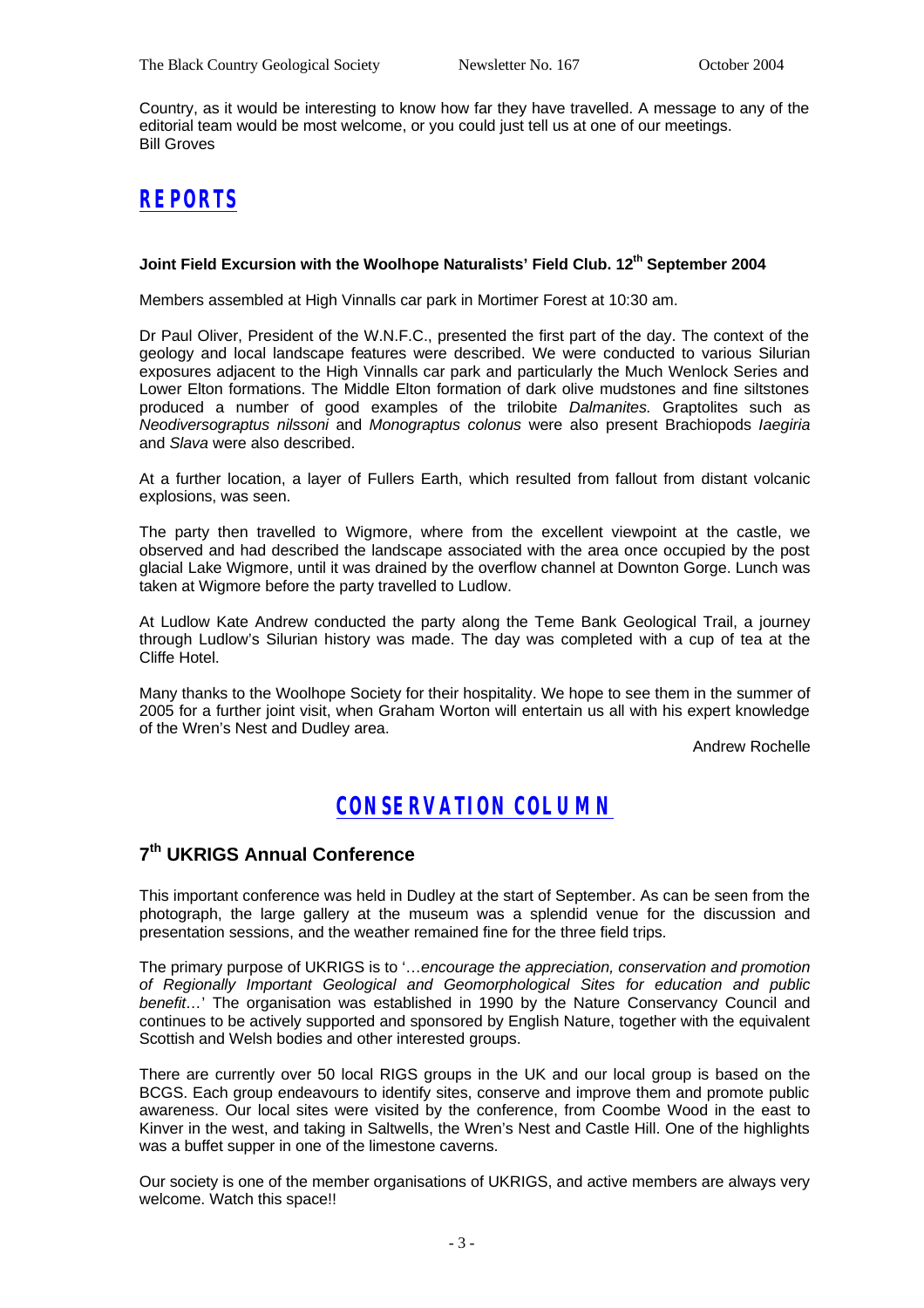Country, as it would be interesting to know how far they have travelled. A message to any of the editorial team would be most welcome, or you could just tell us at one of our meetings.
Bill Groves

# REPORTS

### Joint Field Excursion with the Woolhope Naturalists' Field Club. 12th September 2004

Members assembled at High Vinnalls car park in Mortimer Forest at 10:30 am.

Dr Paul Oliver, President of the W.N.F.C., presented the first part of the day. The context of the geology and local landscape features were described. We were conducted to various Silurian exposures adjacent to the High Vinnalls car park and particularly the Much Wenlock Series and Lower Elton formations. The Middle Elton formation of dark olive mudstones and fine siltstones produced a number of good examples of the trilobite *Dalmanites.* Graptolites such as *Neodiversograptus nilssoni* and *Monograptus colonus* were also present Brachiopods *Iaegiria* and *Slava* were also described.

At a further location, a layer of Fullers Earth, which resulted from fallout from distant volcanic explosions, was seen.

The party then travelled to Wigmore, where from the excellent viewpoint at the castle, we observed and had described the landscape associated with the area once occupied by the post glacial Lake Wigmore, until it was drained by the overflow channel at Downton Gorge. Lunch was taken at Wigmore before the party travelled to Ludlow.

At Ludlow Kate Andrew conducted the party along the Teme Bank Geological Trail, a journey through Ludlow's Silurian history was made. The day was completed with a cup of tea at the Cliffe Hotel.

Many thanks to the Woolhope Society for their hospitality. We hope to see them in the summer of 2005 for a further joint visit, when Graham Worton will entertain us all with his expert knowledge of the Wren's Nest and Dudley area.

Andrew Rochelle

# CONSERVATION COLUMN

## 7th UKRIGS Annual Conference

This important conference was held in Dudley at the start of September. As can be seen from the photograph, the large gallery at the museum was a splendid venue for the discussion and presentation sessions, and the weather remained fine for the three field trips.

The primary purpose of UKRIGS is to '…*encourage the appreciation, conservation and promotion of Regionally Important Geological and Geomorphological Sites for education and public benefit…*' The organisation was established in 1990 by the Nature Conservancy Council and continues to be actively supported and sponsored by English Nature, together with the equivalent Scottish and Welsh bodies and other interested groups.

There are currently over 50 local RIGS groups in the UK and our local group is based on the BCGS. Each group endeavours to identify sites, conserve and improve them and promote public awareness. Our local sites were visited by the conference, from Coombe Wood in the east to Kinver in the west, and taking in Saltwells, the Wren's Nest and Castle Hill. One of the highlights was a buffet supper in one of the limestone caverns.

Our society is one of the member organisations of UKRIGS, and active members are always very welcome. Watch this space!!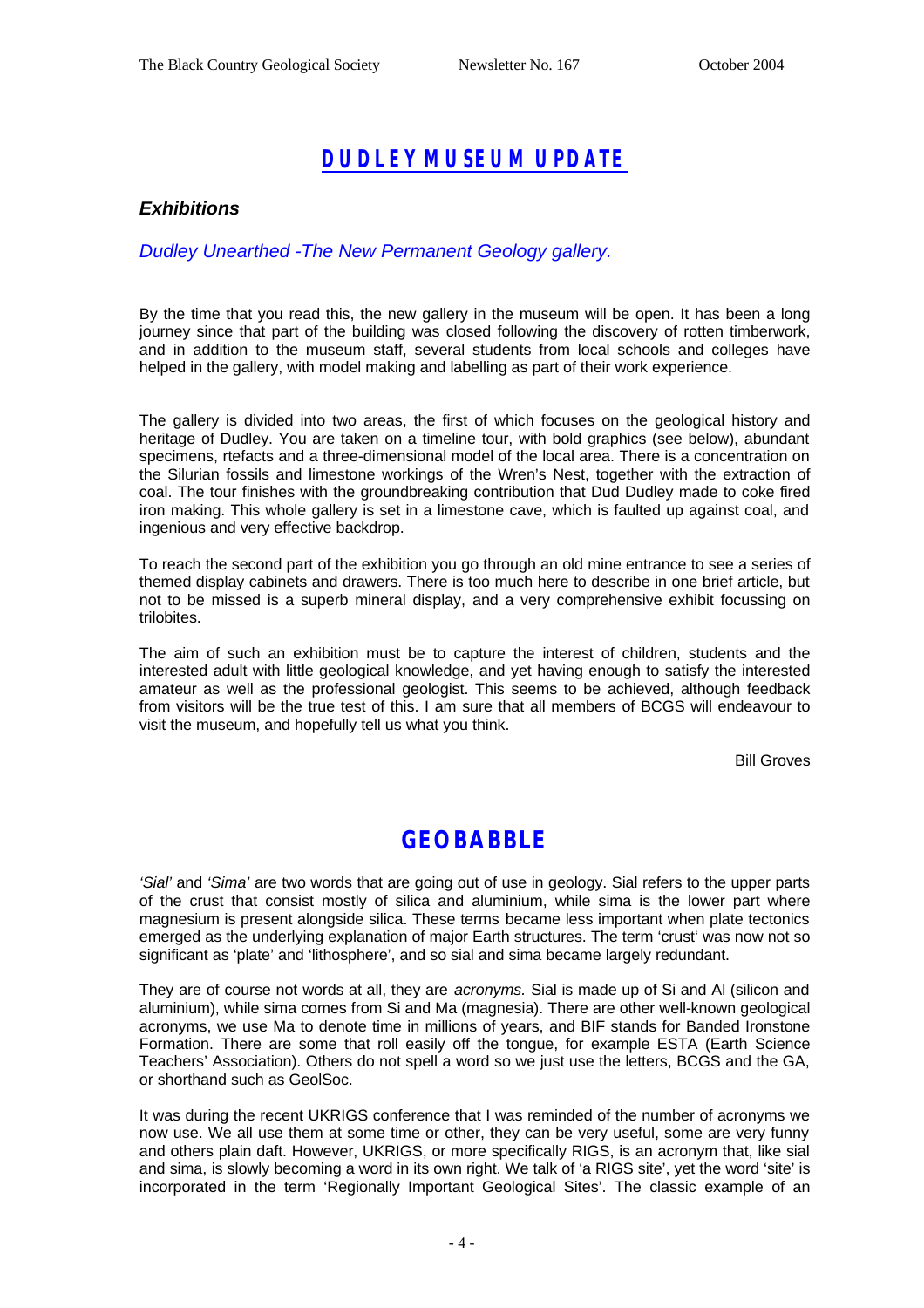## DUDLEY MUSEUM UPDATE

### *Exhibitions*

*Dudley Unearthed -The New Permanent Geology gallery.*

By the time that you read this, the new gallery in the museum will be open. It has been a long journey since that part of the building was closed following the discovery of rotten timberwork, and in addition to the museum staff, several students from local schools and colleges have helped in the gallery, with model making and labelling as part of their work experience.

The gallery is divided into two areas, the first of which focuses on the geological history and heritage of Dudley. You are taken on a timeline tour, with bold graphics (see below), abundant specimens, rtefacts and a three-dimensional model of the local area. There is a concentration on the Silurian fossils and limestone workings of the Wren's Nest, together with the extraction of coal. The tour finishes with the groundbreaking contribution that Dud Dudley made to coke fired iron making. This whole gallery is set in a limestone cave, which is faulted up against coal, and ingenious and very effective backdrop.

To reach the second part of the exhibition you go through an old mine entrance to see a series of themed display cabinets and drawers. There is too much here to describe in one brief article, but not to be missed is a superb mineral display, and a very comprehensive exhibit focussing on trilobites.

The aim of such an exhibition must be to capture the interest of children, students and the interested adult with little geological knowledge, and yet having enough to satisfy the interested amateur as well as the professional geologist. This seems to be achieved, although feedback from visitors will be the true test of this. I am sure that all members of BCGS will endeavour to visit the museum, and hopefully tell us what you think.

Bill Groves

## GEOBABBLE

*'Sial'* and *'Sima'* are two words that are going out of use in geology. Sial refers to the upper parts of the crust that consist mostly of silica and aluminium, while sima is the lower part where magnesium is present alongside silica. These terms became less important when plate tectonics emerged as the underlying explanation of major Earth structures. The term 'crust' was now not so significant as 'plate' and 'lithosphere', and so sial and sima became largely redundant.

They are of course not words at all, they are *acronyms.* Sial is made up of Si and Al (silicon and aluminium), while sima comes from Si and Ma (magnesia). There are other well-known geological acronyms, we use Ma to denote time in millions of years, and BIF stands for Banded Ironstone Formation. There are some that roll easily off the tongue, for example ESTA (Earth Science Teachers' Association). Others do not spell a word so we just use the letters, BCGS and the GA, or shorthand such as GeolSoc.

It was during the recent UKRIGS conference that I was reminded of the number of acronyms we now use. We all use them at some time or other, they can be very useful, some are very funny and others plain daft. However, UKRIGS, or more specifically RIGS, is an acronym that, like sial and sima, is slowly becoming a word in its own right. We talk of 'a RIGS site', yet the word 'site' is incorporated in the term 'Regionally Important Geological Sites'. The classic example of an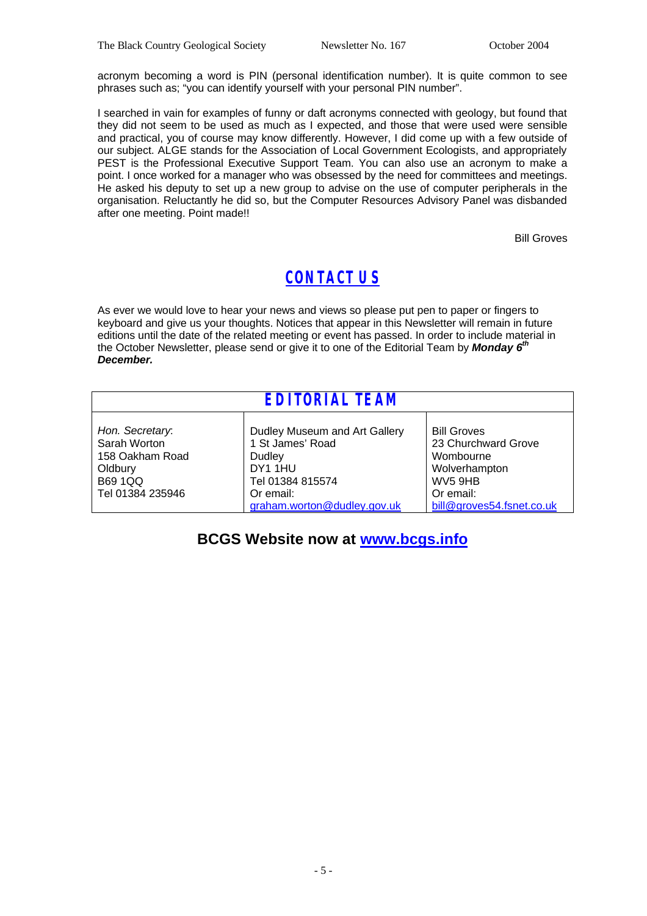acronym becoming a word is PIN (personal identification number). It is quite common to see phrases such as; "you can identify yourself with your personal PIN number".

I searched in vain for examples of funny or daft acronyms connected with geology, but found that they did not seem to be used as much as I expected, and those that were used were sensible and practical, you of course may know differently. However, I did come up with a few outside of our subject. ALGE stands for the Association of Local Government Ecologists, and appropriately PEST is the Professional Executive Support Team. You can also use an acronym to make a point. I once worked for a manager who was obsessed by the need for committees and meetings. He asked his deputy to set up a new group to advise on the use of computer peripherals in the organisation. Reluctantly he did so, but the Computer Resources Advisory Panel was disbanded after one meeting. Point made!!

Bill Groves

## CONTACT US

As ever we would love to hear your news and views so please put pen to paper or fingers to keyboard and give us your thoughts. Notices that appear in this Newsletter will remain in future editions until the date of the related meeting or event has passed. In order to include material in the October Newsletter, please send or give it to one of the Editorial Team by ***Monday 6th December.***

| EDITORIAL TEAM | | |
|---|---|---|
| *Hon. Secretary*:<br>Sarah Worton<br>158 Oakham Road<br>Oldbury<br>B69 1QQ<br>Tel 01384 235946 | Dudley Museum and Art Gallery<br>1 St James' Road<br>Dudley<br>DY1 1HU<br>Tel 01384 815574<br>Or email:<br>graham.worton@dudley.gov.uk | Bill Groves<br>23 Churchward Grove<br>Wombourne<br>Wolverhampton<br>WV5 9HB<br>Or email:<br>bill@groves54.fsnet.co.uk |

**BCGS Website now at [www.bcgs.info](http://www.bcgs.info)**